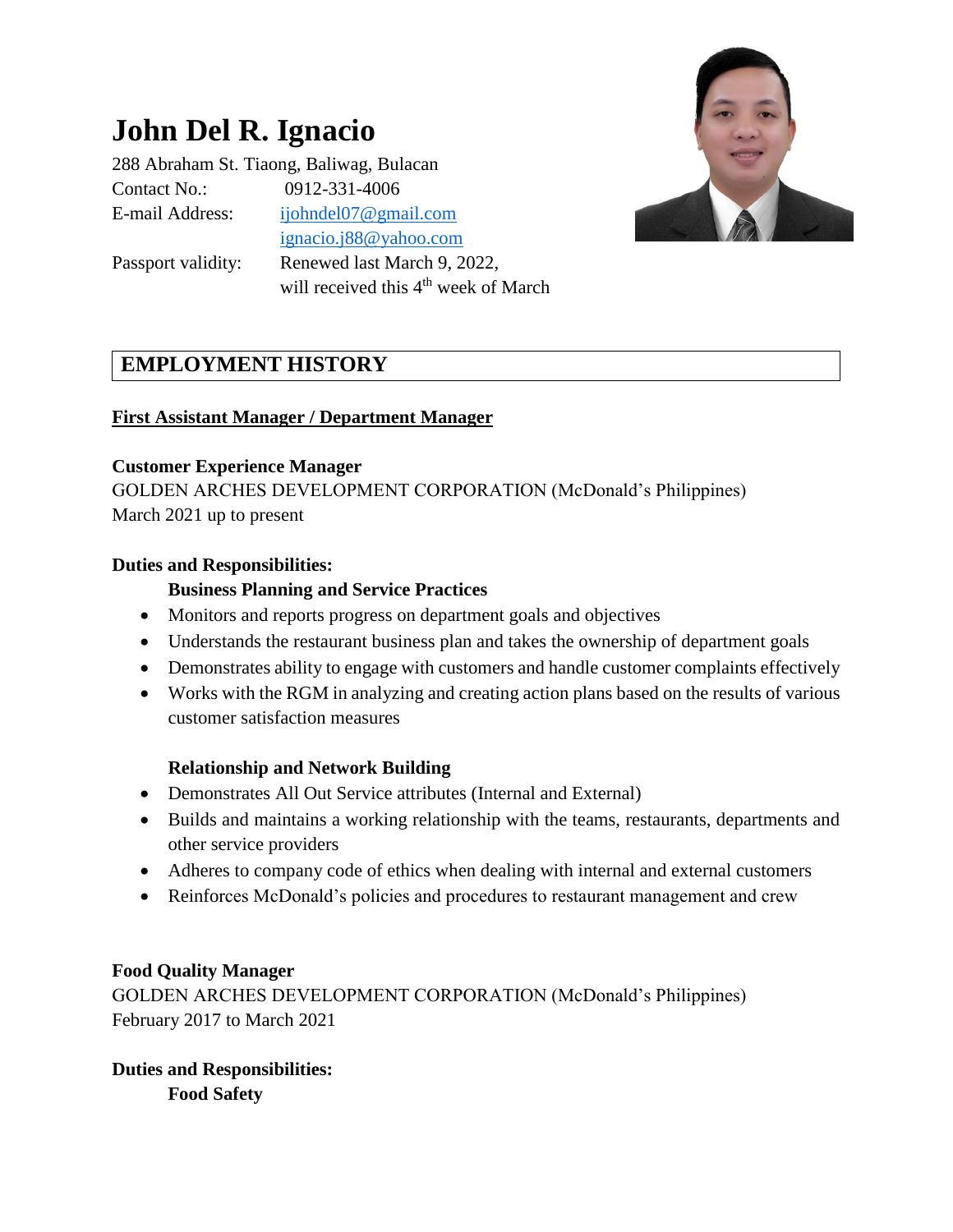# John Del R. Ignacio

288 Abraham St. Tiaong, Baliwag, Bulacan

Contact No.: 0912-331-4006

E-mail Address: ijohndel07@gmail.com
ignacio.j88@yahoo.com

Passport validity: Renewed last March 9, 2022, will received this 4th week of March

## EMPLOYMENT HISTORY

**First Assistant Manager / Department Manager**

**Customer Experience Manager**
GOLDEN ARCHES DEVELOPMENT CORPORATION (McDonald's Philippines)
March 2021 up to present

**Duties and Responsibilities:**

**Business Planning and Service Practices**

- Monitors and reports progress on department goals and objectives
- Understands the restaurant business plan and takes the ownership of department goals
- Demonstrates ability to engage with customers and handle customer complaints effectively
- Works with the RGM in analyzing and creating action plans based on the results of various customer satisfaction measures

**Relationship and Network Building**

- Demonstrates All Out Service attributes (Internal and External)
- Builds and maintains a working relationship with the teams, restaurants, departments and other service providers
- Adheres to company code of ethics when dealing with internal and external customers
- Reinforces McDonald's policies and procedures to restaurant management and crew

**Food Quality Manager**
GOLDEN ARCHES DEVELOPMENT CORPORATION (McDonald's Philippines)
February 2017 to March 2021

**Duties and Responsibilities:**

**Food Safety**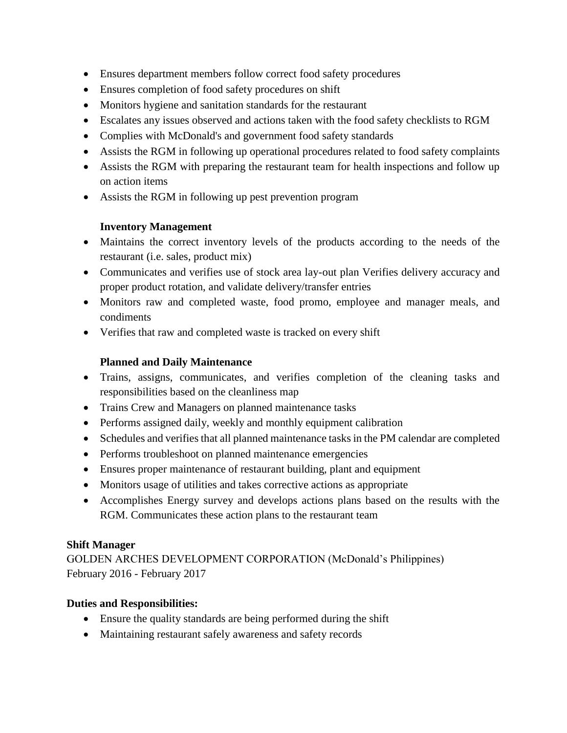- Ensures department members follow correct food safety procedures
- Ensures completion of food safety procedures on shift
- Monitors hygiene and sanitation standards for the restaurant
- Escalates any issues observed and actions taken with the food safety checklists to RGM
- Complies with McDonald's and government food safety standards
- Assists the RGM in following up operational procedures related to food safety complaints
- Assists the RGM with preparing the restaurant team for health inspections and follow up on action items
- Assists the RGM in following up pest prevention program

**Inventory Management**

- Maintains the correct inventory levels of the products according to the needs of the restaurant (i.e. sales, product mix)
- Communicates and verifies use of stock area lay-out plan Verifies delivery accuracy and proper product rotation, and validate delivery/transfer entries
- Monitors raw and completed waste, food promo, employee and manager meals, and condiments
- Verifies that raw and completed waste is tracked on every shift

**Planned and Daily Maintenance**

- Trains, assigns, communicates, and verifies completion of the cleaning tasks and responsibilities based on the cleanliness map
- Trains Crew and Managers on planned maintenance tasks
- Performs assigned daily, weekly and monthly equipment calibration
- Schedules and verifies that all planned maintenance tasks in the PM calendar are completed
- Performs troubleshoot on planned maintenance emergencies
- Ensures proper maintenance of restaurant building, plant and equipment
- Monitors usage of utilities and takes corrective actions as appropriate
- Accomplishes Energy survey and develops actions plans based on the results with the RGM. Communicates these action plans to the restaurant team

**Shift Manager**
GOLDEN ARCHES DEVELOPMENT CORPORATION (McDonald's Philippines)
February 2016 - February 2017

**Duties and Responsibilities:**

- Ensure the quality standards are being performed during the shift
- Maintaining restaurant safely awareness and safety records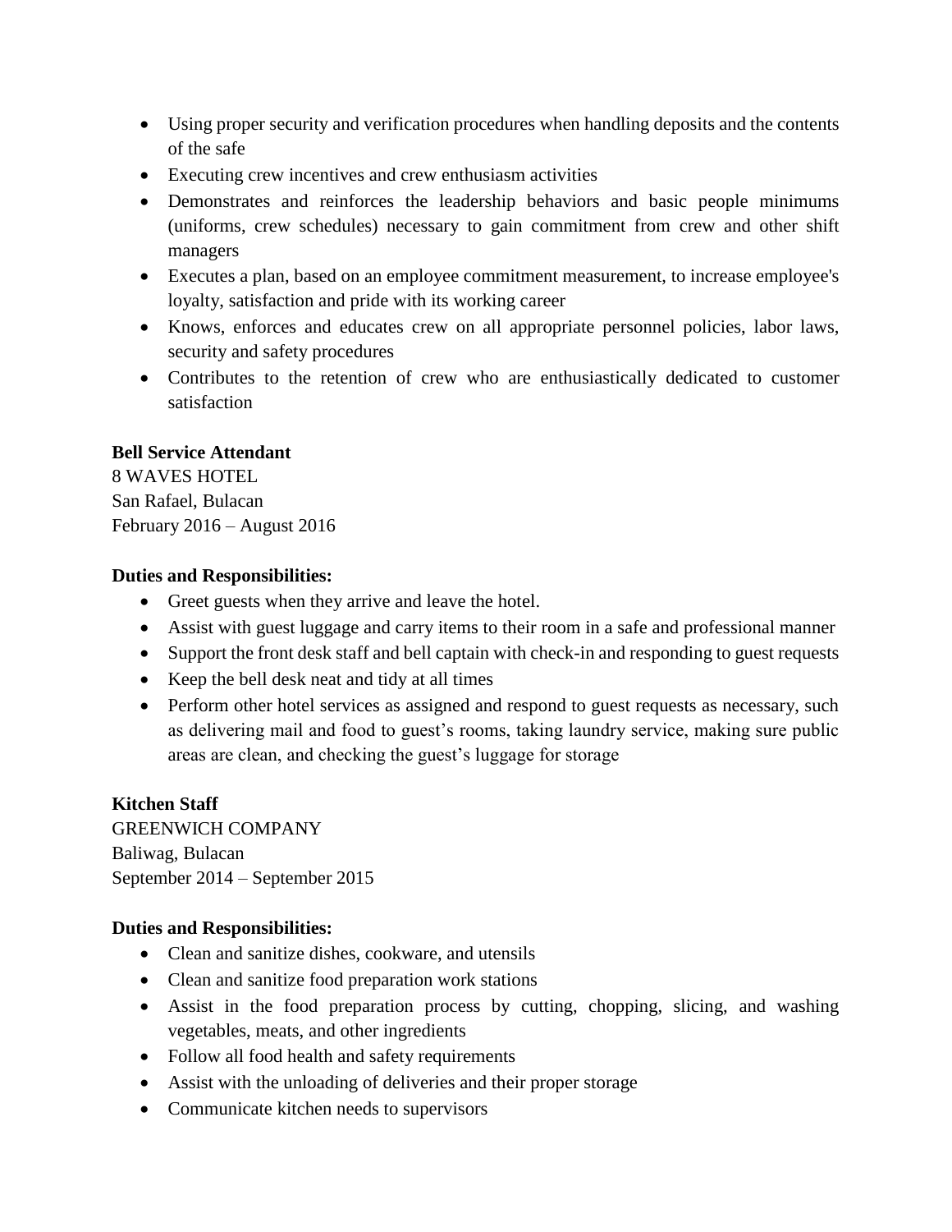- Using proper security and verification procedures when handling deposits and the contents of the safe
- Executing crew incentives and crew enthusiasm activities
- Demonstrates and reinforces the leadership behaviors and basic people minimums (uniforms, crew schedules) necessary to gain commitment from crew and other shift managers
- Executes a plan, based on an employee commitment measurement, to increase employee's loyalty, satisfaction and pride with its working career
- Knows, enforces and educates crew on all appropriate personnel policies, labor laws, security and safety procedures
- Contributes to the retention of crew who are enthusiastically dedicated to customer satisfaction

**Bell Service Attendant**
8 WAVES HOTEL
San Rafael, Bulacan
February 2016 – August 2016

**Duties and Responsibilities:**

- Greet guests when they arrive and leave the hotel.
- Assist with guest luggage and carry items to their room in a safe and professional manner
- Support the front desk staff and bell captain with check-in and responding to guest requests
- Keep the bell desk neat and tidy at all times
- Perform other hotel services as assigned and respond to guest requests as necessary, such as delivering mail and food to guest's rooms, taking laundry service, making sure public areas are clean, and checking the guest's luggage for storage

**Kitchen Staff**
GREENWICH COMPANY
Baliwag, Bulacan
September 2014 – September 2015

**Duties and Responsibilities:**

- Clean and sanitize dishes, cookware, and utensils
- Clean and sanitize food preparation work stations
- Assist in the food preparation process by cutting, chopping, slicing, and washing vegetables, meats, and other ingredients
- Follow all food health and safety requirements
- Assist with the unloading of deliveries and their proper storage
- Communicate kitchen needs to supervisors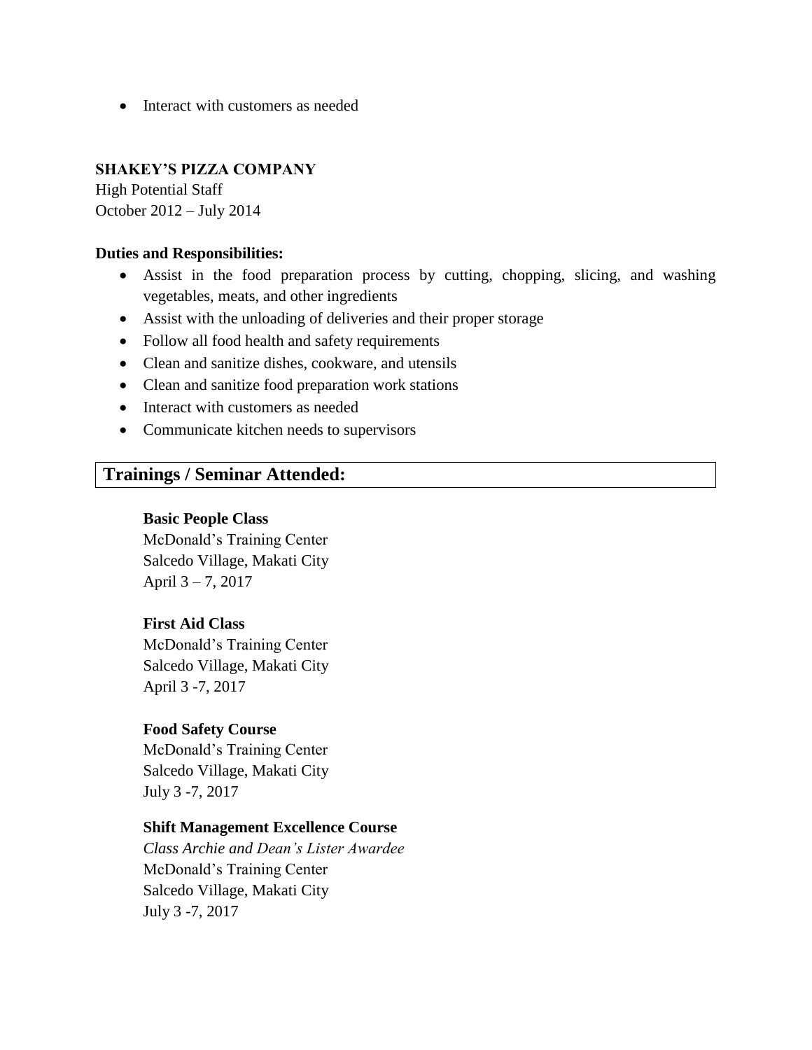- Interact with customers as needed

**SHAKEY'S PIZZA COMPANY**
High Potential Staff
October 2012 – July 2014

**Duties and Responsibilities:**

- Assist in the food preparation process by cutting, chopping, slicing, and washing vegetables, meats, and other ingredients
- Assist with the unloading of deliveries and their proper storage
- Follow all food health and safety requirements
- Clean and sanitize dishes, cookware, and utensils
- Clean and sanitize food preparation work stations
- Interact with customers as needed
- Communicate kitchen needs to supervisors

## Trainings / Seminar Attended:

**Basic People Class**
McDonald's Training Center
Salcedo Village, Makati City
April 3 – 7, 2017

**First Aid Class**
McDonald's Training Center
Salcedo Village, Makati City
April 3 -7, 2017

**Food Safety Course**
McDonald's Training Center
Salcedo Village, Makati City
July 3 -7, 2017

**Shift Management Excellence Course**
*Class Archie and Dean's Lister Awardee*
McDonald's Training Center
Salcedo Village, Makati City
July 3 -7, 2017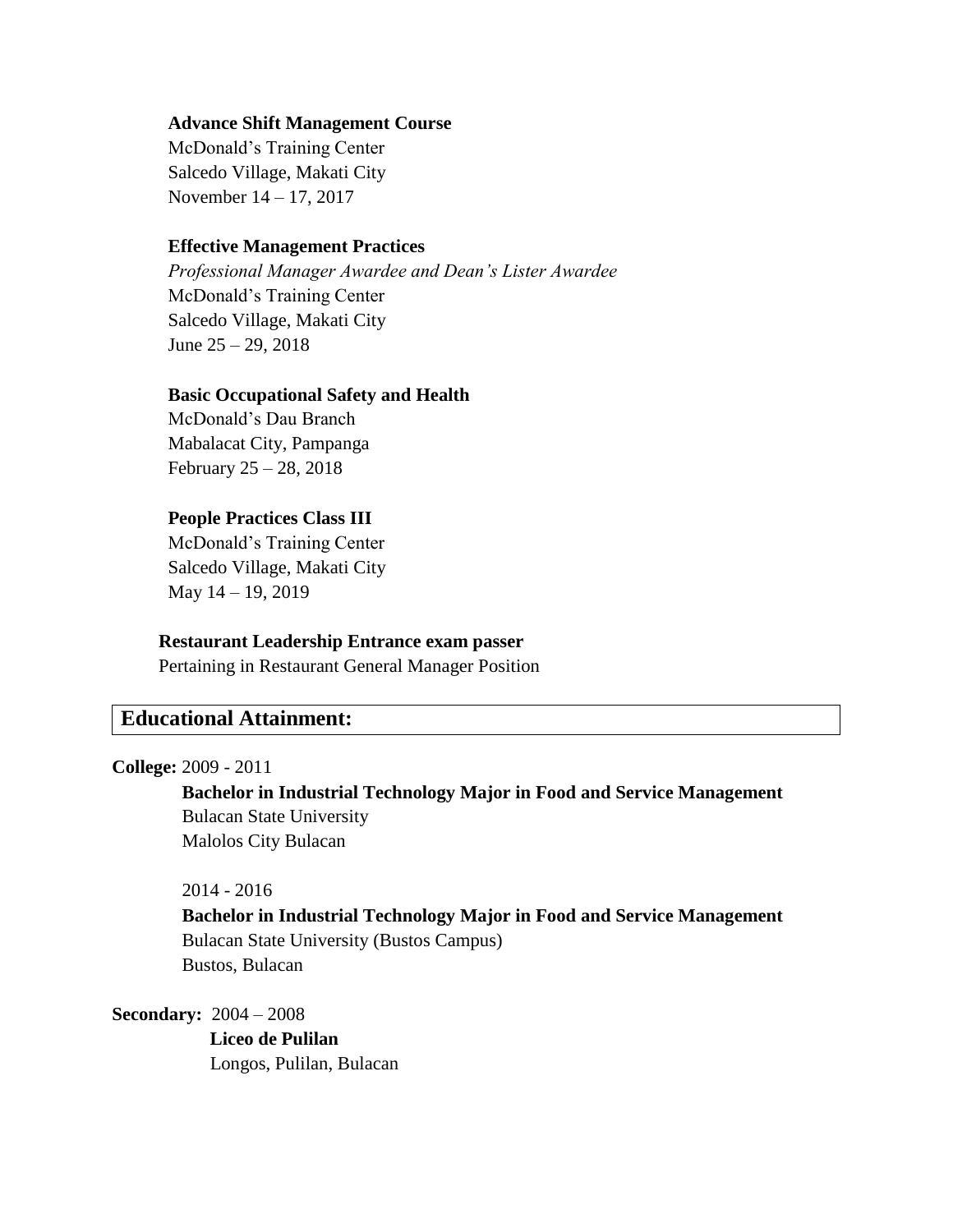**Advance Shift Management Course**
McDonald's Training Center
Salcedo Village, Makati City
November 14 – 17, 2017

**Effective Management Practices**
*Professional Manager Awardee and Dean's Lister Awardee*
McDonald's Training Center
Salcedo Village, Makati City
June 25 – 29, 2018

**Basic Occupational Safety and Health**
McDonald's Dau Branch
Mabalacat City, Pampanga
February 25 – 28, 2018

**People Practices Class III**
McDonald's Training Center
Salcedo Village, Makati City
May 14 – 19, 2019

**Restaurant Leadership Entrance exam passer**
Pertaining in Restaurant General Manager Position

## Educational Attainment:

**College:** 2009 - 2011

**Bachelor in Industrial Technology Major in Food and Service Management**
Bulacan State University
Malolos City Bulacan

2014 - 2016

**Bachelor in Industrial Technology Major in Food and Service Management**
Bulacan State University (Bustos Campus)
Bustos, Bulacan

**Secondary:** 2004 – 2008

**Liceo de Pulilan**
Longos, Pulilan, Bulacan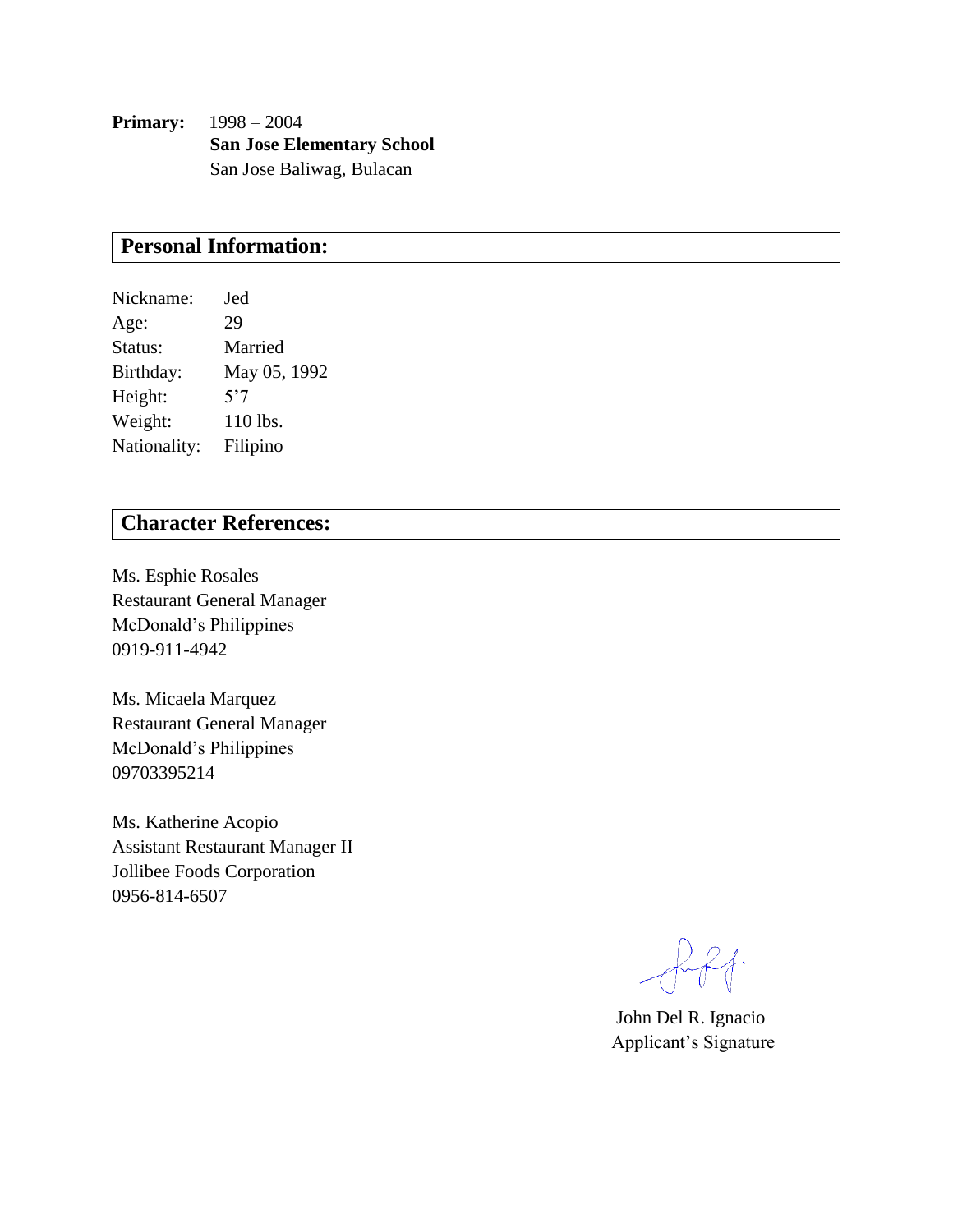**Primary:** 1998 – 2004
**San Jose Elementary School**
San Jose Baliwag, Bulacan

## Personal Information:

| | |
|---|---|
| Nickname: | Jed |
| Age: | 29 |
| Status: | Married |
| Birthday: | May 05, 1992 |
| Height: | 5'7 |
| Weight: | 110 lbs. |
| Nationality: | Filipino |

## Character References:

Ms. Esphie Rosales
Restaurant General Manager
McDonald's Philippines
0919-911-4942

Ms. Micaela Marquez
Restaurant General Manager
McDonald's Philippines
09703395214

Ms. Katherine Acopio
Assistant Restaurant Manager II
Jollibee Foods Corporation
0956-814-6507

John Del R. Ignacio
Applicant's Signature